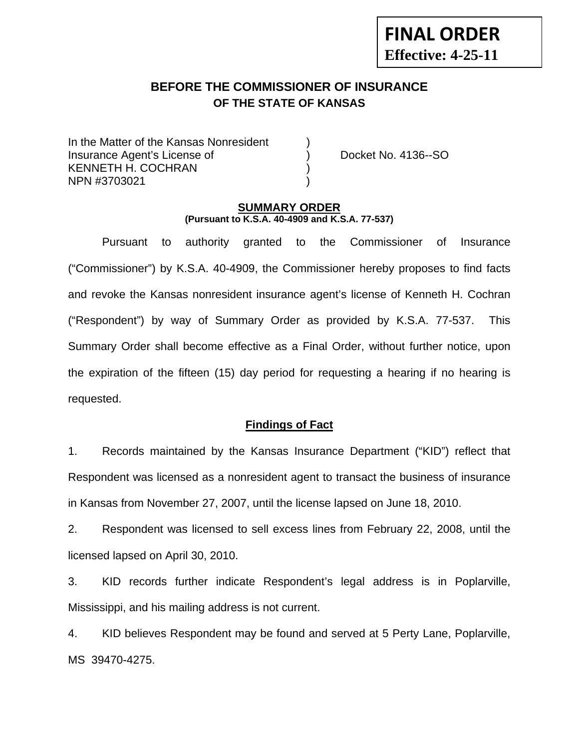**FINAL ORDER**
**Effective: 4-25-11**

# BEFORE THE COMMISSIONER OF INSURANCE
## OF THE STATE OF KANSAS

In the Matter of the Kansas Nonresident )
Insurance Agent's License of ) Docket No. 4136--SO
KENNETH H. COCHRAN )
NPN #3703021 )

**SUMMARY ORDER**
**(Pursuant to K.S.A. 40-4909 and K.S.A. 77-537)**

Pursuant to authority granted to the Commissioner of Insurance ("Commissioner") by K.S.A. 40-4909, the Commissioner hereby proposes to find facts and revoke the Kansas nonresident insurance agent's license of Kenneth H. Cochran ("Respondent") by way of Summary Order as provided by K.S.A. 77-537. This Summary Order shall become effective as a Final Order, without further notice, upon the expiration of the fifteen (15) day period for requesting a hearing if no hearing is requested.

**Findings of Fact**

1. Records maintained by the Kansas Insurance Department ("KID") reflect that Respondent was licensed as a nonresident agent to transact the business of insurance in Kansas from November 27, 2007, until the license lapsed on June 18, 2010.

2. Respondent was licensed to sell excess lines from February 22, 2008, until the licensed lapsed on April 30, 2010.

3. KID records further indicate Respondent's legal address is in Poplarville, Mississippi, and his mailing address is not current.

4. KID believes Respondent may be found and served at 5 Perty Lane, Poplarville, MS 39470-4275.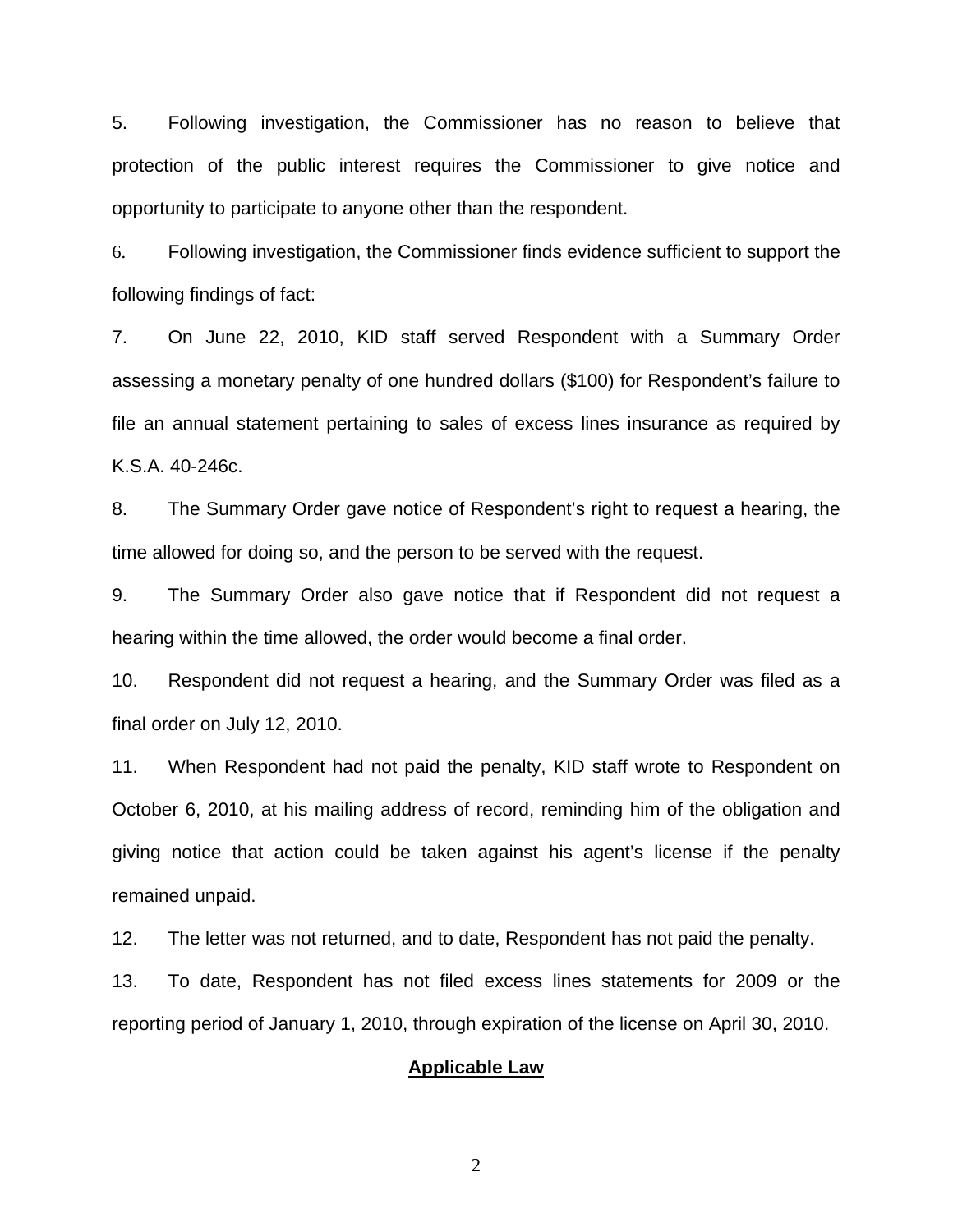5. Following investigation, the Commissioner has no reason to believe that protection of the public interest requires the Commissioner to give notice and opportunity to participate to anyone other than the respondent.

6. Following investigation, the Commissioner finds evidence sufficient to support the following findings of fact:

7. On June 22, 2010, KID staff served Respondent with a Summary Order assessing a monetary penalty of one hundred dollars ($100) for Respondent's failure to file an annual statement pertaining to sales of excess lines insurance as required by K.S.A. 40-246c.

8. The Summary Order gave notice of Respondent's right to request a hearing, the time allowed for doing so, and the person to be served with the request.

9. The Summary Order also gave notice that if Respondent did not request a hearing within the time allowed, the order would become a final order.

10. Respondent did not request a hearing, and the Summary Order was filed as a final order on July 12, 2010.

11. When Respondent had not paid the penalty, KID staff wrote to Respondent on October 6, 2010, at his mailing address of record, reminding him of the obligation and giving notice that action could be taken against his agent's license if the penalty remained unpaid.

12. The letter was not returned, and to date, Respondent has not paid the penalty.

13. To date, Respondent has not filed excess lines statements for 2009 or the reporting period of January 1, 2010, through expiration of the license on April 30, 2010.

## **Applicable Law**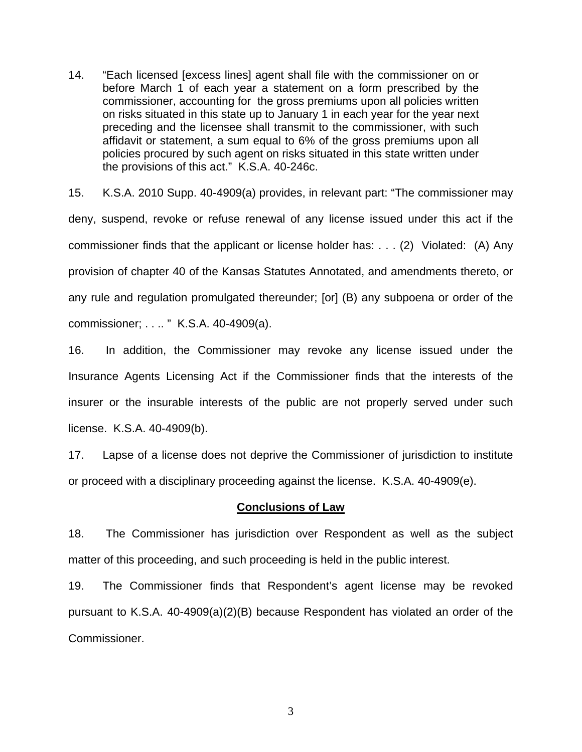14. "Each licensed [excess lines] agent shall file with the commissioner on or before March 1 of each year a statement on a form prescribed by the commissioner, accounting for the gross premiums upon all policies written on risks situated in this state up to January 1 in each year for the year next preceding and the licensee shall transmit to the commissioner, with such affidavit or statement, a sum equal to 6% of the gross premiums upon all policies procured by such agent on risks situated in this state written under the provisions of this act." K.S.A. 40-246c.

15. K.S.A. 2010 Supp. 40-4909(a) provides, in relevant part: "The commissioner may deny, suspend, revoke or refuse renewal of any license issued under this act if the commissioner finds that the applicant or license holder has: . . . (2) Violated: (A) Any provision of chapter 40 of the Kansas Statutes Annotated, and amendments thereto, or any rule and regulation promulgated thereunder; [or] (B) any subpoena or order of the commissioner; . . .. " K.S.A. 40-4909(a).

16. In addition, the Commissioner may revoke any license issued under the Insurance Agents Licensing Act if the Commissioner finds that the interests of the insurer or the insurable interests of the public are not properly served under such license. K.S.A. 40-4909(b).

17. Lapse of a license does not deprive the Commissioner of jurisdiction to institute or proceed with a disciplinary proceeding against the license. K.S.A. 40-4909(e).

## Conclusions of Law

18. The Commissioner has jurisdiction over Respondent as well as the subject matter of this proceeding, and such proceeding is held in the public interest.

19. The Commissioner finds that Respondent's agent license may be revoked pursuant to K.S.A. 40-4909(a)(2)(B) because Respondent has violated an order of the Commissioner.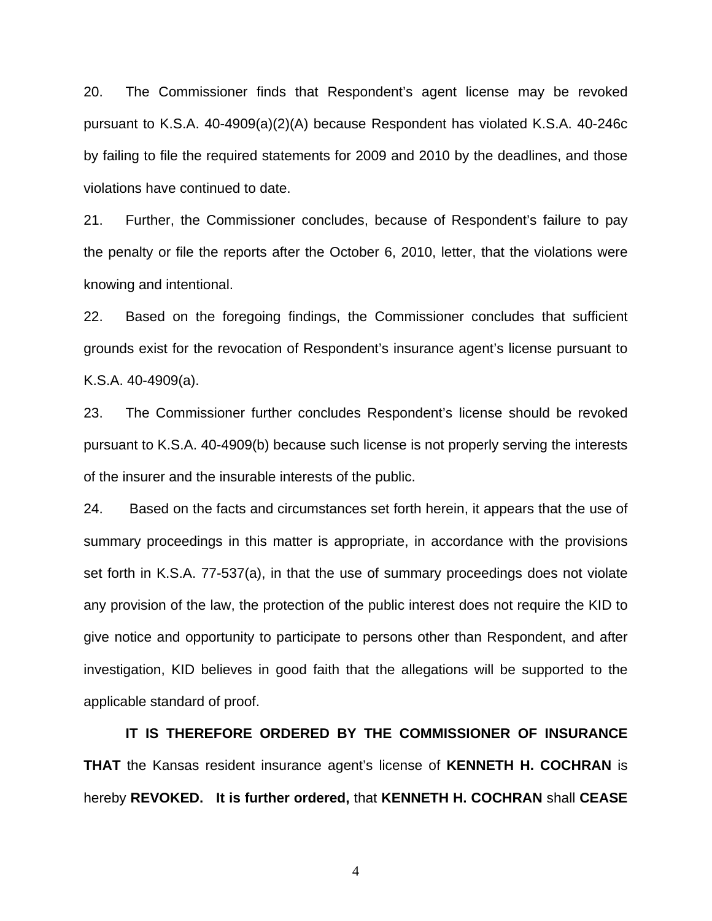20. The Commissioner finds that Respondent's agent license may be revoked pursuant to K.S.A. 40-4909(a)(2)(A) because Respondent has violated K.S.A. 40-246c by failing to file the required statements for 2009 and 2010 by the deadlines, and those violations have continued to date.

21. Further, the Commissioner concludes, because of Respondent's failure to pay the penalty or file the reports after the October 6, 2010, letter, that the violations were knowing and intentional.

22. Based on the foregoing findings, the Commissioner concludes that sufficient grounds exist for the revocation of Respondent's insurance agent's license pursuant to K.S.A. 40-4909(a).

23. The Commissioner further concludes Respondent's license should be revoked pursuant to K.S.A. 40-4909(b) because such license is not properly serving the interests of the insurer and the insurable interests of the public.

24. Based on the facts and circumstances set forth herein, it appears that the use of summary proceedings in this matter is appropriate, in accordance with the provisions set forth in K.S.A. 77-537(a), in that the use of summary proceedings does not violate any provision of the law, the protection of the public interest does not require the KID to give notice and opportunity to participate to persons other than Respondent, and after investigation, KID believes in good faith that the allegations will be supported to the applicable standard of proof.

**IT IS THEREFORE ORDERED BY THE COMMISSIONER OF INSURANCE THAT** the Kansas resident insurance agent's license of **KENNETH H. COCHRAN** is hereby **REVOKED. It is further ordered,** that **KENNETH H. COCHRAN** shall **CEASE**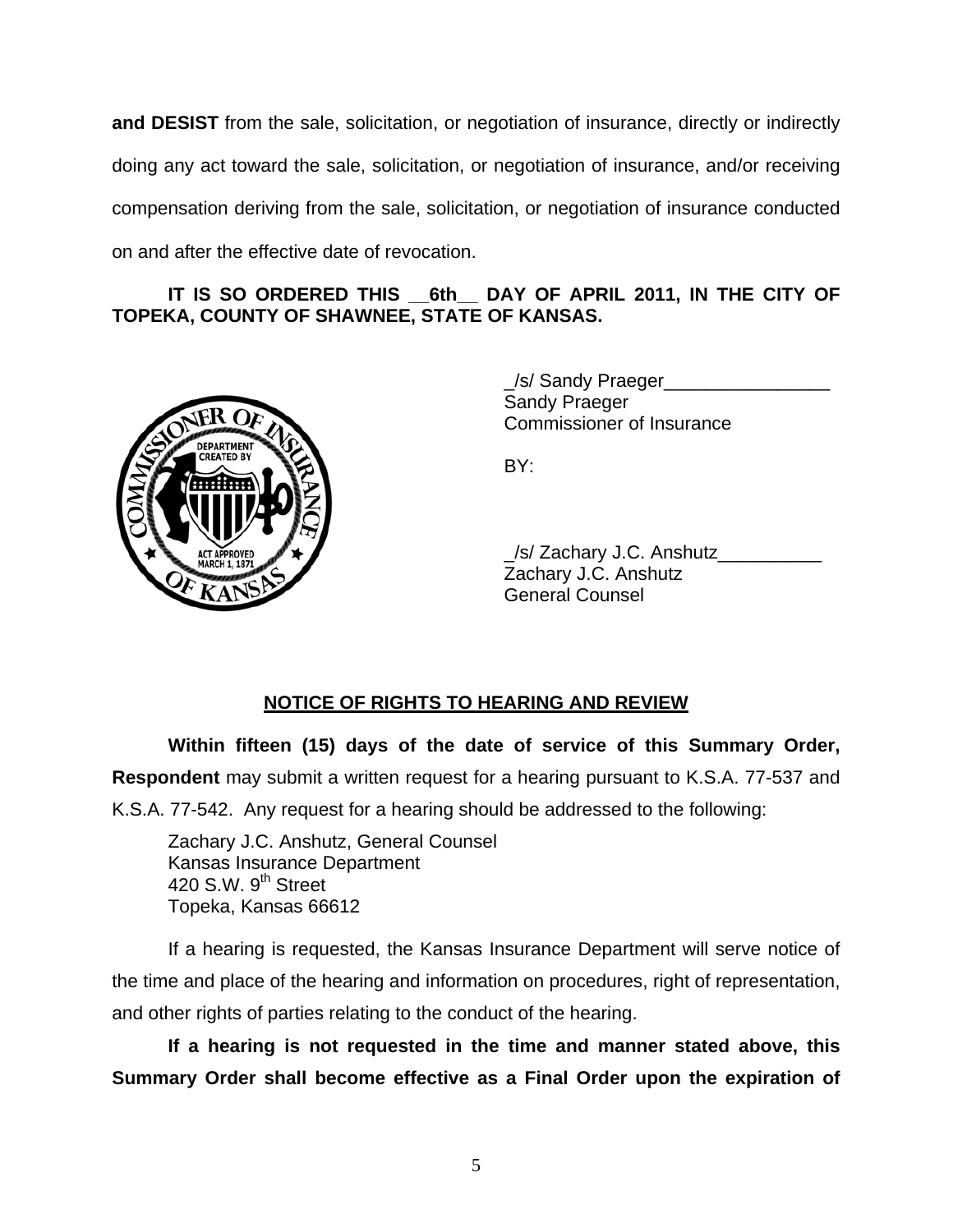**and DESIST** from the sale, solicitation, or negotiation of insurance, directly or indirectly doing any act toward the sale, solicitation, or negotiation of insurance, and/or receiving compensation deriving from the sale, solicitation, or negotiation of insurance conducted on and after the effective date of revocation.

**IT IS SO ORDERED THIS __6th__ DAY OF APRIL 2011, IN THE CITY OF TOPEKA, COUNTY OF SHAWNEE, STATE OF KANSAS.**

_/s/ Sandy Praeger________________
Sandy Praeger
Commissioner of Insurance

BY:

_/s/ Zachary J.C. Anshutz__________
Zachary J.C. Anshutz
General Counsel

## NOTICE OF RIGHTS TO HEARING AND REVIEW

**Within fifteen (15) days of the date of service of this Summary Order, Respondent** may submit a written request for a hearing pursuant to K.S.A. 77-537 and K.S.A. 77-542. Any request for a hearing should be addressed to the following:

Zachary J.C. Anshutz, General Counsel
Kansas Insurance Department
420 S.W. 9th Street
Topeka, Kansas 66612

If a hearing is requested, the Kansas Insurance Department will serve notice of the time and place of the hearing and information on procedures, right of representation, and other rights of parties relating to the conduct of the hearing.

**If a hearing is not requested in the time and manner stated above, this Summary Order shall become effective as a Final Order upon the expiration of**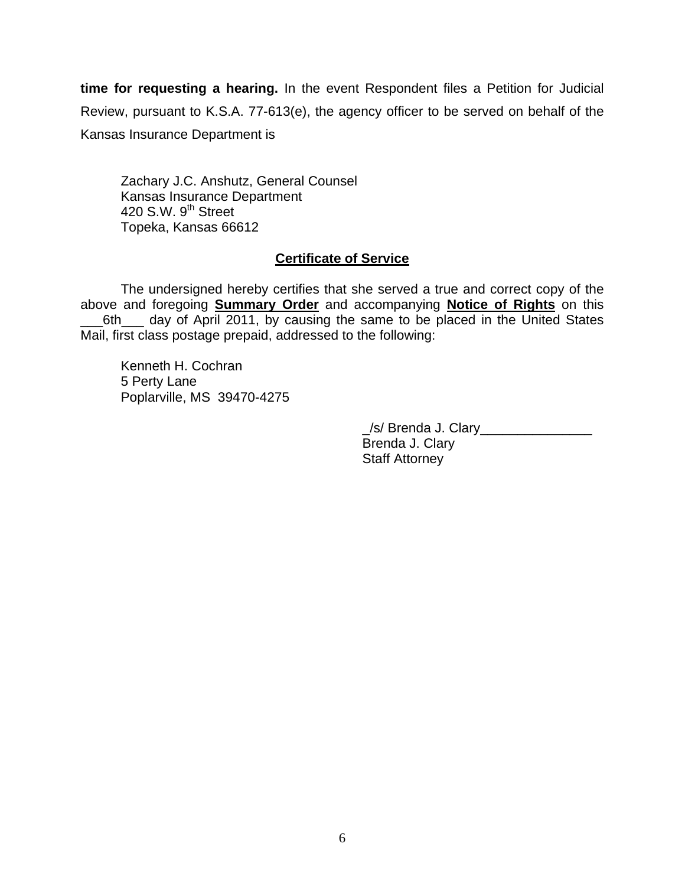**time for requesting a hearing.** In the event Respondent files a Petition for Judicial Review, pursuant to K.S.A. 77-613(e), the agency officer to be served on behalf of the Kansas Insurance Department is

Zachary J.C. Anshutz, General Counsel
Kansas Insurance Department
420 S.W. 9th Street
Topeka, Kansas 66612

**Certificate of Service**

The undersigned hereby certifies that she served a true and correct copy of the above and foregoing **Summary Order** and accompanying **Notice of Rights** on this ___6th___ day of April 2011, by causing the same to be placed in the United States Mail, first class postage prepaid, addressed to the following:

Kenneth H. Cochran
5 Perty Lane
Poplarville, MS 39470-4275

_/s/ Brenda J. Clary_______________
Brenda J. Clary
Staff Attorney